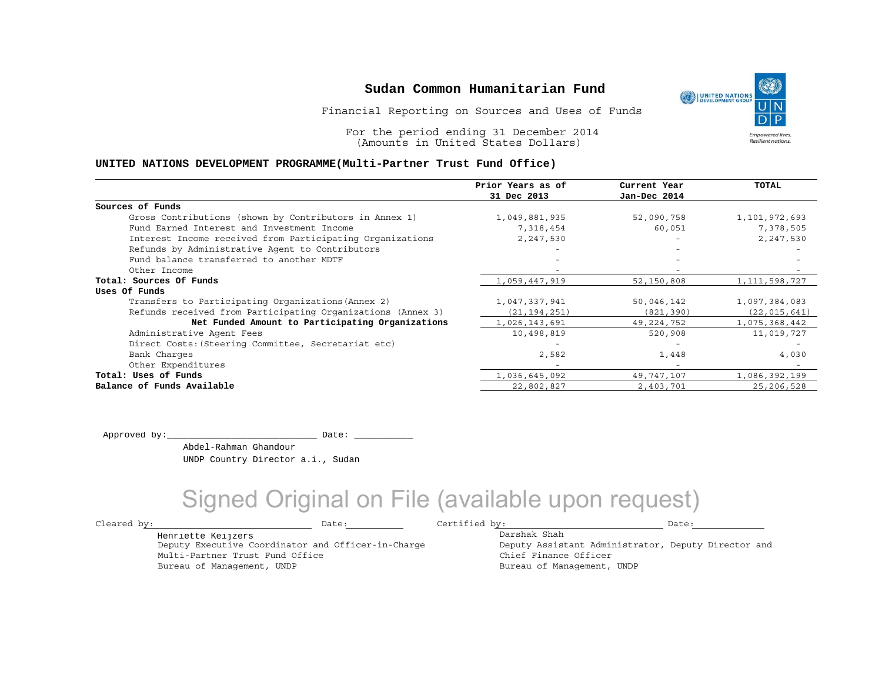# Sudan Common Humanitarian Fund

Financial Reporting on Sources and Uses of Funds

For the period ending 31 December 2014
(Amounts in United States Dollars)

**UNITED NATIONS DEVELOPMENT PROGRAMME(Multi-Partner Trust Fund Office)**

| | Prior Years as of 31 Dec 2013 | Current Year Jan-Dec 2014 | TOTAL |
|---|---|---|---|
| **Sources of Funds** | | | |
| Gross Contributions (shown by Contributors in Annex 1) | 1,049,881,935 | 52,090,758 | 1,101,972,693 |
| Fund Earned Interest and Investment Income | 7,318,454 | 60,051 | 7,378,505 |
| Interest Income received from Participating Organizations | 2,247,530 | - | 2,247,530 |
| Refunds by Administrative Agent to Contributors | - | - | - |
| Fund balance transferred to another MDTF | - | - | - |
| Other Income | - | - | - |
| **Total: Sources Of Funds** | 1,059,447,919 | 52,150,808 | 1,111,598,727 |
| **Uses Of Funds** | | | |
| Transfers to Participating Organizations(Annex 2) | 1,047,337,941 | 50,046,142 | 1,097,384,083 |
| Refunds received from Participating Organizations (Annex 3) | (21,194,251) | (821,390) | (22,015,641) |
| **Net Funded Amount to Participating Organizations** | 1,026,143,691 | 49,224,752 | 1,075,368,442 |
| Administrative Agent Fees | 10,498,819 | 520,908 | 11,019,727 |
| Direct Costs:(Steering Committee, Secretariat etc) | - | - | - |
| Bank Charges | 2,582 | 1,448 | 4,030 |
| Other Expenditures | - | - | - |
| **Total: Uses of Funds** | 1,036,645,092 | 49,747,107 | 1,086,392,199 |
| **Balance of Funds Available** | 22,802,827 | 2,403,701 | 25,206,528 |

Approved by:__________________________ Date: ___________

Abdel-Rahman Ghandour
UNDP Country Director a.i., Sudan

Signed Original on File (available upon request)

Cleared by:__________________________ Date:___________

Henriette Keijzers
Deputy Executive Coordinator and Officer-in-Charge
Multi-Partner Trust Fund Office
Bureau of Management, UNDP

Certified by:__________________________ Date:___________

Darshak Shah
Deputy Assistant Administrator, Deputy Director and Chief Finance Officer
Bureau of Management, UNDP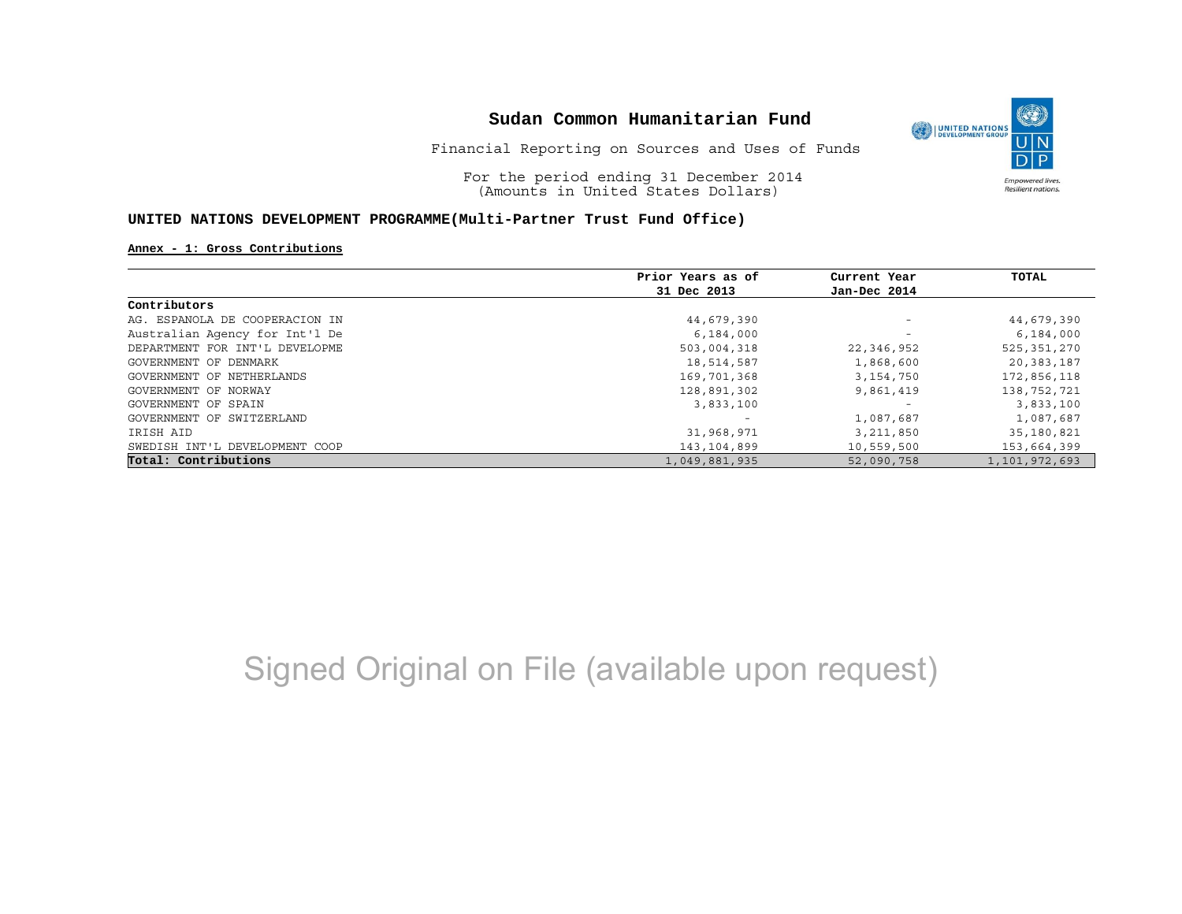# Sudan Common Humanitarian Fund

Financial Reporting on Sources and Uses of Funds

For the period ending 31 December 2014
(Amounts in United States Dollars)

**UNITED NATIONS DEVELOPMENT PROGRAMME(Multi-Partner Trust Fund Office)**

**Annex - 1: Gross Contributions**

| Contributors | Prior Years as of 31 Dec 2013 | Current Year Jan-Dec 2014 | TOTAL |
|---|---|---|---|
| AG. ESPANOLA DE COOPERACION IN | 44,679,390 | - | 44,679,390 |
| Australian Agency for Int'l De | 6,184,000 | - | 6,184,000 |
| DEPARTMENT FOR INT'L DEVELOPME | 503,004,318 | 22,346,952 | 525,351,270 |
| GOVERNMENT OF DENMARK | 18,514,587 | 1,868,600 | 20,383,187 |
| GOVERNMENT OF NETHERLANDS | 169,701,368 | 3,154,750 | 172,856,118 |
| GOVERNMENT OF NORWAY | 128,891,302 | 9,861,419 | 138,752,721 |
| GOVERNMENT OF SPAIN | 3,833,100 | - | 3,833,100 |
| GOVERNMENT OF SWITZERLAND | - | 1,087,687 | 1,087,687 |
| IRISH AID | 31,968,971 | 3,211,850 | 35,180,821 |
| SWEDISH INT'L DEVELOPMENT COOP | 143,104,899 | 10,559,500 | 153,664,399 |
| **Total: Contributions** | 1,049,881,935 | 52,090,758 | 1,101,972,693 |

Signed Original on File (available upon request)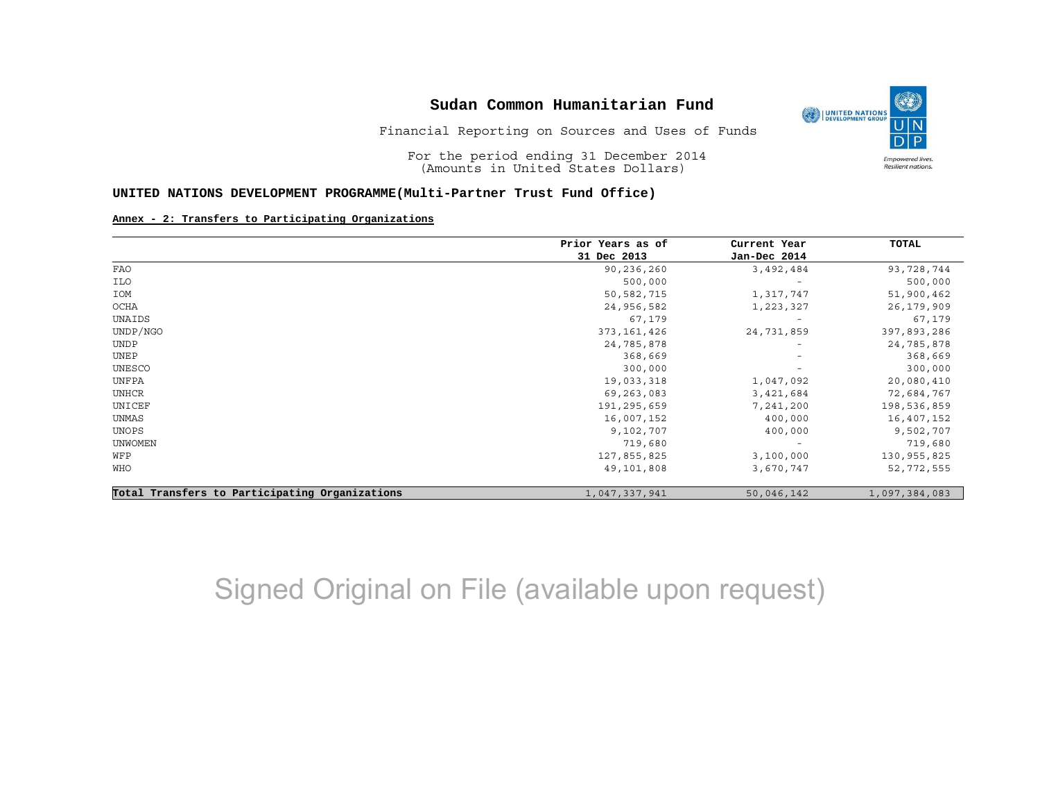# Sudan Common Humanitarian Fund

Financial Reporting on Sources and Uses of Funds

For the period ending 31 December 2014
(Amounts in United States Dollars)

**UNITED NATIONS DEVELOPMENT PROGRAMME(Multi-Partner Trust Fund Office)**

**Annex - 2: Transfers to Participating Organizations**

| | Prior Years as of 31 Dec 2013 | Current Year Jan-Dec 2014 | TOTAL |
|---|---|---|---|
| FAO | 90,236,260 | 3,492,484 | 93,728,744 |
| ILO | 500,000 | - | 500,000 |
| IOM | 50,582,715 | 1,317,747 | 51,900,462 |
| OCHA | 24,956,582 | 1,223,327 | 26,179,909 |
| UNAIDS | 67,179 | - | 67,179 |
| UNDP/NGO | 373,161,426 | 24,731,859 | 397,893,286 |
| UNDP | 24,785,878 | - | 24,785,878 |
| UNEP | 368,669 | - | 368,669 |
| UNESCO | 300,000 | - | 300,000 |
| UNFPA | 19,033,318 | 1,047,092 | 20,080,410 |
| UNHCR | 69,263,083 | 3,421,684 | 72,684,767 |
| UNICEF | 191,295,659 | 7,241,200 | 198,536,859 |
| UNMAS | 16,007,152 | 400,000 | 16,407,152 |
| UNOPS | 9,102,707 | 400,000 | 9,502,707 |
| UNWOMEN | 719,680 | - | 719,680 |
| WFP | 127,855,825 | 3,100,000 | 130,955,825 |
| WHO | 49,101,808 | 3,670,747 | 52,772,555 |
| **Total Transfers to Participating Organizations** | 1,047,337,941 | 50,046,142 | 1,097,384,083 |

Signed Original on File (available upon request)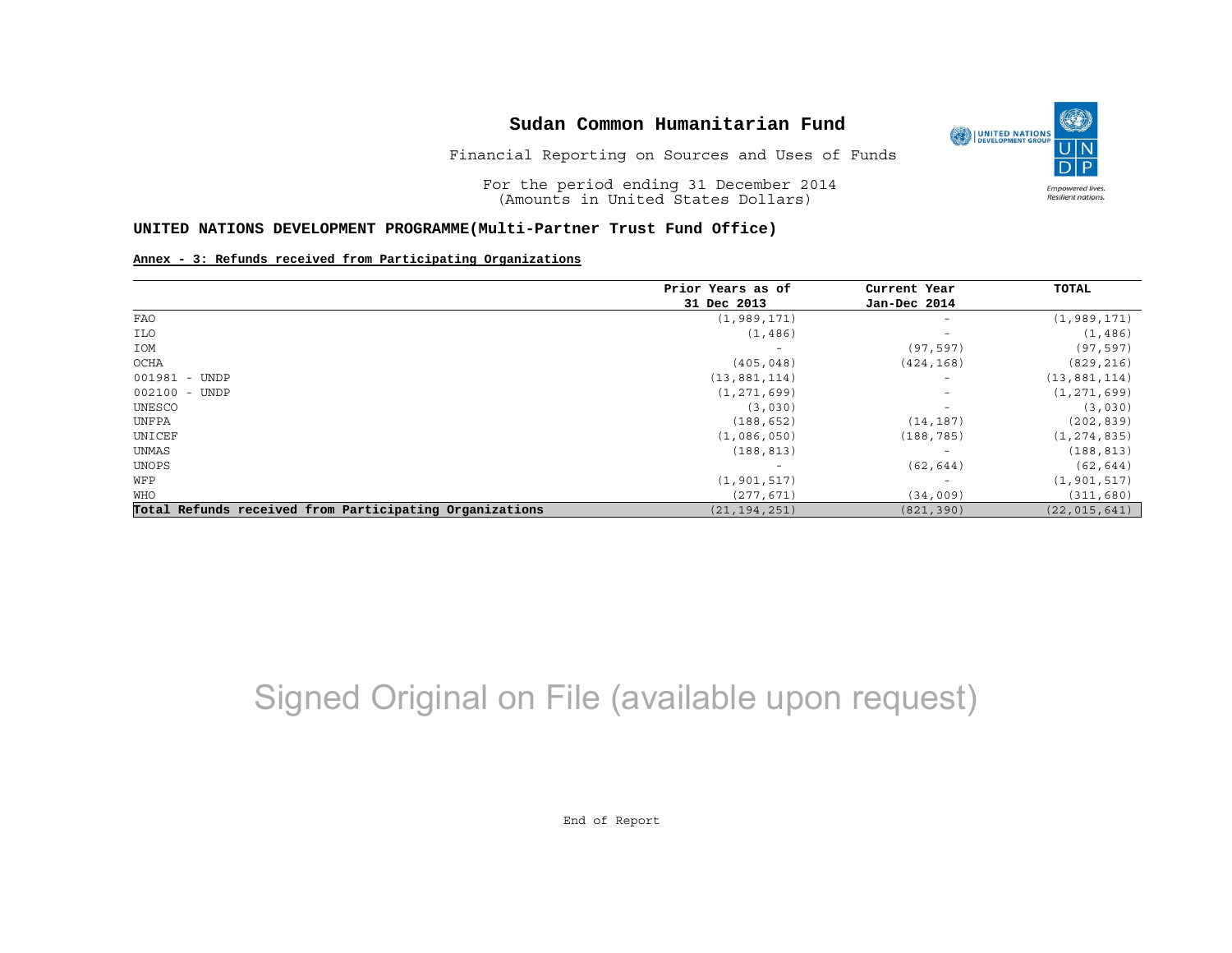# Sudan Common Humanitarian Fund

Financial Reporting on Sources and Uses of Funds

For the period ending 31 December 2014
(Amounts in United States Dollars)

## UNITED NATIONS DEVELOPMENT PROGRAMME(Multi-Partner Trust Fund Office)

**Annex - 3: Refunds received from Participating Organizations**

| | Prior Years as of 31 Dec 2013 | Current Year Jan-Dec 2014 | TOTAL |
|---|---|---|---|
| FAO | (1,989,171) | - | (1,989,171) |
| ILO | (1,486) | - | (1,486) |
| IOM | - | (97,597) | (97,597) |
| OCHA | (405,048) | (424,168) | (829,216) |
| 001981 - UNDP | (13,881,114) | - | (13,881,114) |
| 002100 - UNDP | (1,271,699) | - | (1,271,699) |
| UNESCO | (3,030) | - | (3,030) |
| UNFPA | (188,652) | (14,187) | (202,839) |
| UNICEF | (1,086,050) | (188,785) | (1,274,835) |
| UNMAS | (188,813) | - | (188,813) |
| UNOPS | - | (62,644) | (62,644) |
| WFP | (1,901,517) | - | (1,901,517) |
| WHO | (277,671) | (34,009) | (311,680) |
| **Total Refunds received from Participating Organizations** | (21,194,251) | (821,390) | (22,015,641) |

Signed Original on File (available upon request)

End of Report